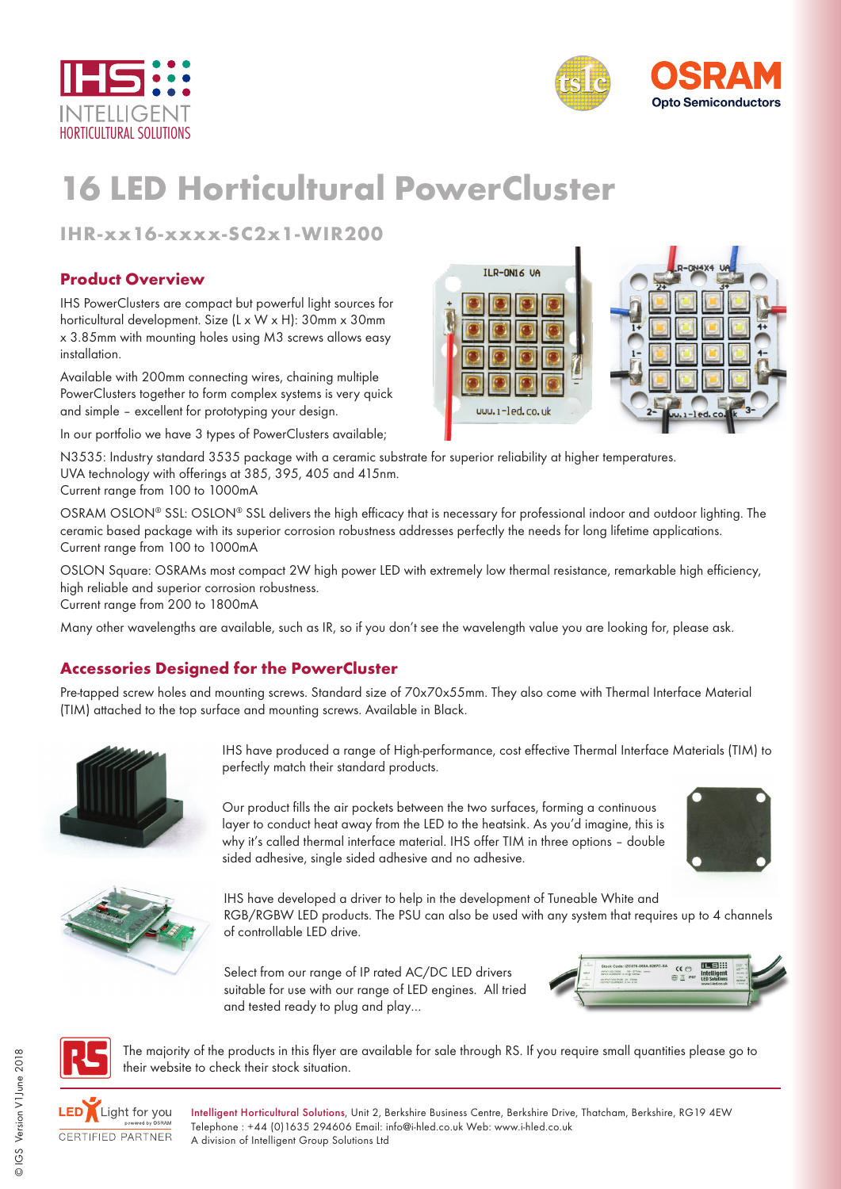# 16 LED Horticultural PowerCluster

## IHR-xx16-xxxx-SC2x1-WIR200

### Product Overview

IHS PowerClusters are compact but powerful light sources for horticultural development. Size (L x W x H): 30mm x 30mm x 3.85mm with mounting holes using M3 screws allows easy installation.

Available with 200mm connecting wires, chaining multiple PowerClusters together to form complex systems is very quick and simple – excellent for prototyping your design.

In our portfolio we have 3 types of PowerClusters available;

N3535: Industry standard 3535 package with a ceramic substrate for superior reliability at higher temperatures.
UVA technology with offerings at 385, 395, 405 and 415nm.
Current range from 100 to 1000mA

OSRAM OSLON® SSL: OSLON® SSL delivers the high efficacy that is necessary for professional indoor and outdoor lighting. The ceramic based package with its superior corrosion robustness addresses perfectly the needs for long lifetime applications.
Current range from 100 to 1000mA

OSLON Square: OSRAMs most compact 2W high power LED with extremely low thermal resistance, remarkable high efficiency, high reliable and superior corrosion robustness.
Current range from 200 to 1800mA

Many other wavelengths are available, such as IR, so if you don't see the wavelength value you are looking for, please ask.

### Accessories Designed for the PowerCluster

Pre-tapped screw holes and mounting screws. Standard size of 70x70x55mm. They also come with Thermal Interface Material (TIM) attached to the top surface and mounting screws. Available in Black.

IHS have produced a range of High-performance, cost effective Thermal Interface Materials (TIM) to perfectly match their standard products.

Our product fills the air pockets between the two surfaces, forming a continuous layer to conduct heat away from the LED to the heatsink. As you'd imagine, this is why it's called thermal interface material. IHS offer TIM in three options – double sided adhesive, single sided adhesive and no adhesive.

IHS have developed a driver to help in the development of Tuneable White and RGB/RGBW LED products. The PSU can also be used with any system that requires up to 4 channels of controllable LED drive.

Select from our range of IP rated AC/DC LED drivers suitable for use with our range of LED engines. All tried and tested ready to plug and play...

The majority of the products in this flyer are available for sale through RS. If you require small quantities please go to their website to check their stock situation.

Intelligent Horticultural Solutions, Unit 2, Berkshire Business Centre, Berkshire Drive, Thatcham, Berkshire, RG19 4EW
Telephone : +44 (0)1635 294606 Email: info@i-hled.co.uk Web: www.i-hled.co.uk
A division of Intelligent Group Solutions Ltd

© IGS Version V1 June 2018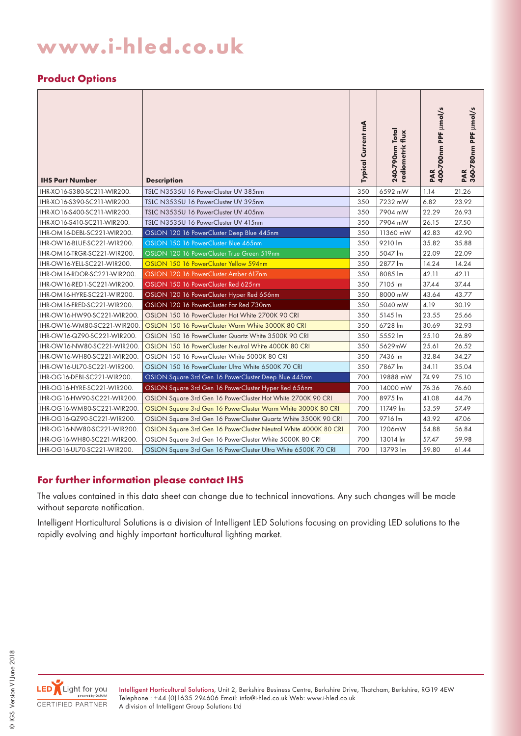# www.i-hled.co.uk

## Product Options

| IHS Part Number | Description | Typical Current mA | 240-790nm Total radiometric flux | PAR 400-700nm PPF µmol/s | PAR 360-780nm PPF µmol/s |
|---|---|---|---|---|---|
| IHR-XO16-S380-SC211-WIR200. | TSLC N3535U 16 PowerCluster UV 385nm | 350 | 6592 mW | 1.14 | 21.26 |
| IHR-XO16-S390-SC211-WIR200. | TSLC N3535U 16 PowerCluster UV 395nm | 350 | 7232 mW | 6.82 | 23.92 |
| IHR-XO16-S400-SC211-WIR200. | TSLC N3535U 16 PowerCluster UV 405nm | 350 | 7904 mW | 22.29 | 26.93 |
| IHR-XO16-S410-SC211-WIR200. | TSLC N3535U 16 PowerCluster UV 415nm | 350 | 7904 mW | 26.15 | 27.50 |
| IHR-OM16-DEBL-SC221-WIR200. | OSLON 120 16 PowerCluster Deep Blue 445nm | 350 | 11360 mW | 42.83 | 42.90 |
| IHR-OW16-BLUE-SC221-WIR200. | OSLON 150 16 PowerCluster Blue 465nm | 350 | 9210 lm | 35.82 | 35.88 |
| IHR-OM16-TRGR-SC221-WIR200. | OSLON 120 16 PowerCluster True Green 519nm | 350 | 5047 lm | 22.09 | 22.09 |
| IHR-OW16-YELL-SC221-WIR200. | OSLON 150 16 PowerCluster Yellow 594nm | 350 | 2877 lm | 14.24 | 14.24 |
| IHR-OM16-RDOR-SC221-WIR200. | OSLON 120 16 PowerCluster Amber 617nm | 350 | 8085 lm | 42.11 | 42.11 |
| IHR-OW16-RED1-SC221-WIR200. | OSLON 150 16 PowerCluster Red 625nm | 350 | 7105 lm | 37.44 | 37.44 |
| IHR-OM16-HYRE-SC221-WIR200. | OSLON 120 16 PowerCluster Hyper Red 656nm | 350 | 8000 mW | 43.64 | 43.77 |
| IHR-OM16-FRED-SC221-WIR200. | OSLON 120 16 PowerCluster Far Red 730nm | 350 | 5040 mW | 4.19 | 30.19 |
| IHR-OW16-HW90-SC221-WIR200. | OSLON 150 16 PowerCluster Hot White 2700K 90 CRI | 350 | 5145 lm | 23.55 | 25.66 |
| IHR-OW16-WM80-SC221-WIR200. | OSLON 150 16 PowerCluster Warm White 3000K 80 CRI | 350 | 6728 lm | 30.69 | 32.93 |
| IHR-OW16-QZ90-SC221-WIR200. | OSLON 150 16 PowerCluster Quartz White 3500K 90 CRI | 350 | 5552 lm | 25.10 | 26.89 |
| IHR-OW16-NW80-SC221-WIR200. | OSLON 150 16 PowerCluster Neutral White 4000K 80 CRI | 350 | 5629mW | 25.61 | 26.52 |
| IHR-OW16-WH80-SC221-WIR200. | OSLON 150 16 PowerCluster White 5000K 80 CRI | 350 | 7436 lm | 32.84 | 34.27 |
| IHR-OW16-UL70-SC221-WIR200. | OSLON 150 16 PowerCluster Ultra White 6500K 70 CRI | 350 | 7867 lm | 34.11 | 35.04 |
| IHR-OG16-DEBL-SC221-WIR200. | OSLON Square 3rd Gen 16 PowerCluster Deep Blue 445nm | 700 | 19888 mW | 74.99 | 75.10 |
| IHR-OG16-HYRE-SC221-WIR200. | OSLON Square 3rd Gen 16 PowerCluster Hyper Red 656nm | 700 | 14000 mW | 76.36 | 76.60 |
| IHR-OG16-HW90-SC221-WIR200. | OSLON Square 3rd Gen 16 PowerCluster Hot White 2700K 90 CRI | 700 | 8975 lm | 41.08 | 44.76 |
| IHR-OG16-WM80-SC221-WIR200. | OSLON Square 3rd Gen 16 PowerCluster Warm White 3000K 80 CRI | 700 | 11749 lm | 53.59 | 57.49 |
| IHR-OG16-QZ90-SC221-WIR200. | OSLON Square 3rd Gen 16 PowerCluster Quartz White 3500K 90 CRI | 700 | 9716 lm | 43.92 | 47.06 |
| IHR-OG16-NW80-SC221-WIR200. | OSLON Square 3rd Gen 16 PowerCluster Neutral White 4000K 80 CRI | 700 | 1206mW | 54.88 | 56.84 |
| IHR-OG16-WH80-SC221-WIR200. | OSLON Square 3rd Gen 16 PowerCluster White 5000K 80 CRI | 700 | 13014 lm | 57.47 | 59.98 |
| IHR-OG16-UL70-SC221-WIR200. | OSLON Square 3rd Gen 16 PowerCluster Ultra White 6500K 70 CRI | 700 | 13793 lm | 59.80 | 61.44 |

## For further information please contact IHS

The values contained in this data sheet can change due to technical innovations. Any such changes will be made without separate notification.

Intelligent Horticultural Solutions is a division of Intelligent LED Solutions focusing on providing LED solutions to the rapidly evolving and highly important horticultural lighting market.

LED Light for you powered by OSRAM CERTIFIED PARTNER

Intelligent Horticultural Solutions, Unit 2, Berkshire Business Centre, Berkshire Drive, Thatcham, Berkshire, RG19 4EW
Telephone : +44 (0)1635 294606 Email: info@i-hled.co.uk Web: www.i-hled.co.uk
A division of Intelligent Group Solutions Ltd

© IGS Version V1 June 2018